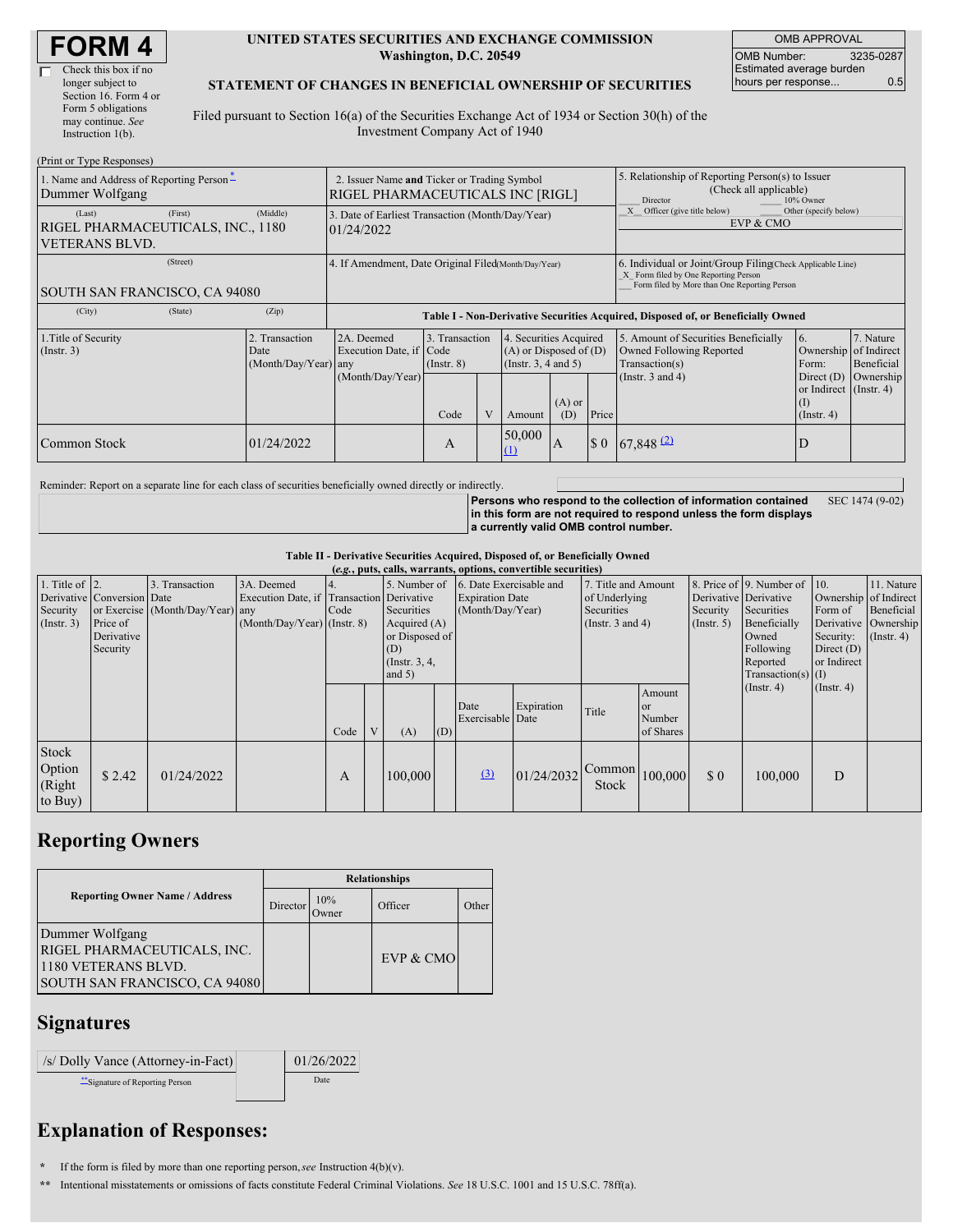# FORM 4

☐ Check this box if no longer subject to Section 16. Form 4 or Form 5 obligations may continue. *See* Instruction 1(b).

**UNITED STATES SECURITIES AND EXCHANGE COMMISSION**
**Washington, D.C. 20549**

**STATEMENT OF CHANGES IN BENEFICIAL OWNERSHIP OF SECURITIES**

Filed pursuant to Section 16(a) of the Securities Exchange Act of 1934 or Section 30(h) of the Investment Company Act of 1940

| OMB APPROVAL | |
|---|---|
| OMB Number: | 3235-0287 |
| Estimated average burden hours per response... | 0.5 |

(Print or Type Responses)

| | | |
|---|---|---|
| 1. Name and Address of Reporting Person * <br> Dummer Wolfgang <br> (Last) (First) (Middle) <br> RIGEL PHARMACEUTICALS, INC., 1180 VETERANS BLVD. <br> (Street) <br> SOUTH SAN FRANCISCO, CA 94080 <br> (City) (State) (Zip) | 2. Issuer Name **and** Ticker or Trading Symbol <br> RIGEL PHARMACEUTICALS INC [RIGL] <br> 3. Date of Earliest Transaction (Month/Day/Year) <br> 01/24/2022 <br> 4. If Amendment, Date Original Filed (Month/Day/Year) | 5. Relationship of Reporting Person(s) to Issuer (Check all applicable) <br> ___ Director ___ 10% Owner <br> _X_ Officer (give title below) ___ Other (specify below) <br> EVP & CMO <br> 6. Individual or Joint/Group Filing (Check Applicable Line) <br> _X_ Form filed by One Reporting Person <br> ___ Form filed by More than One Reporting Person |

**Table I - Non-Derivative Securities Acquired, Disposed of, or Beneficially Owned**

| 1.Title of Security (Instr. 3) | 2. Transaction Date (Month/Day/Year) | 2A. Deemed Execution Date, if any (Month/Day/Year) | 3. Transaction Code (Instr. 8) | | 4. Securities Acquired (A) or Disposed of (D) (Instr. 3, 4 and 5) | | | 5. Amount of Securities Beneficially Owned Following Reported Transaction(s) (Instr. 3 and 4) | 6. Ownership Form: Direct (D) or Indirect (I) (Instr. 4) | 7. Nature of Indirect Beneficial Ownership (Instr. 4) |
|---|---|---|---|---|---|---|---|---|---|---|
| | | | Code | V | Amount | (A) or (D) | Price | | | |
| Common Stock | 01/24/2022 | | A | | 50,000 (1) | A | $ 0 | 67,848 (2) | D | |

Reminder: Report on a separate line for each class of securities beneficially owned directly or indirectly.

**Persons who respond to the collection of information contained in this form are not required to respond unless the form displays a currently valid OMB control number.** SEC 1474 (9-02)

**Table II - Derivative Securities Acquired, Disposed of, or Beneficially Owned**
***(e.g.*, puts, calls, warrants, options, convertible securities)**

| 1. Title of Derivative Security (Instr. 3) | 2. Conversion or Exercise Price of Derivative Security | 3. Transaction Date (Month/Day/Year) | 3A. Deemed Execution Date, if any (Month/Day/Year) | 4. Transaction Code (Instr. 8) | | 5. Number of Derivative Securities Acquired (A) or Disposed of (D) (Instr. 3, 4, and 5) | | 6. Date Exercisable and Expiration Date (Month/Day/Year) | | 7. Title and Amount of Underlying Securities (Instr. 3 and 4) | | 8. Price of Derivative Security (Instr. 5) | 9. Number of Derivative Securities Beneficially Owned Following Reported Transaction(s) (Instr. 4) | 10. Ownership Form of Derivative Security: Direct (D) or Indirect (I) (Instr. 4) | 11. Nature of Indirect Beneficial Ownership (Instr. 4) |
|---|---|---|---|---|---|---|---|---|---|---|---|---|---|---|---|
| | | | | Code | V | (A) | (D) | Date Exercisable | Expiration Date | Title | Amount or Number of Shares | | | | |
| Stock Option (Right to Buy) | $ 2.42 | 01/24/2022 | | A | | 100,000 | | (3) | 01/24/2032 | Common Stock | 100,000 | $ 0 | 100,000 | D | |

## Reporting Owners

| Reporting Owner Name / Address | Relationships | | | |
|---|---|---|---|---|
| | Director | 10% Owner | Officer | Other |
| Dummer Wolfgang <br> RIGEL PHARMACEUTICALS, INC. <br> 1180 VETERANS BLVD. <br> SOUTH SAN FRANCISCO, CA 94080 | | | EVP & CMO | |

## Signatures

| | |
|---|---|
| /s/ Dolly Vance (Attorney-in-Fact) | 01/26/2022 |
| ** Signature of Reporting Person | Date |

## Explanation of Responses:

\* If the form is filed by more than one reporting person, *see* Instruction 4(b)(v).

\*\* Intentional misstatements or omissions of facts constitute Federal Criminal Violations. *See* 18 U.S.C. 1001 and 15 U.S.C. 78ff(a).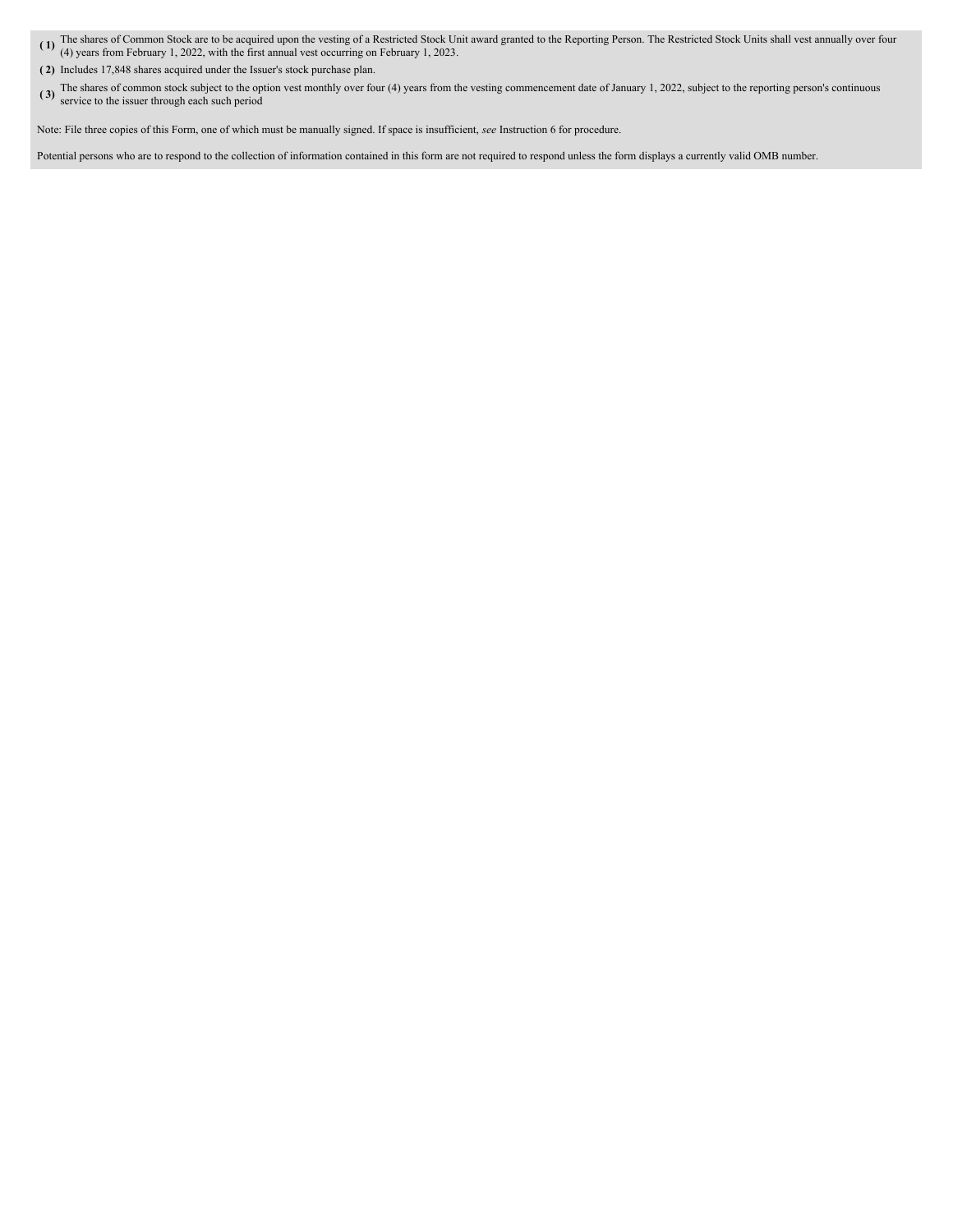( 1 ) The shares of Common Stock are to be acquired upon the vesting of a Restricted Stock Unit award granted to the Reporting Person. The Restricted Stock Units shall vest annually over four (4) years from February 1, 2022, with the first annual vest occurring on February 1, 2023.

( 2 ) Includes 17,848 shares acquired under the Issuer's stock purchase plan.

( 3 ) The shares of common stock subject to the option vest monthly over four (4) years from the vesting commencement date of January 1, 2022, subject to the reporting person's continuous service to the issuer through each such period

Note: File three copies of this Form, one of which must be manually signed. If space is insufficient, *see* Instruction 6 for procedure.

Potential persons who are to respond to the collection of information contained in this form are not required to respond unless the form displays a currently valid OMB number.